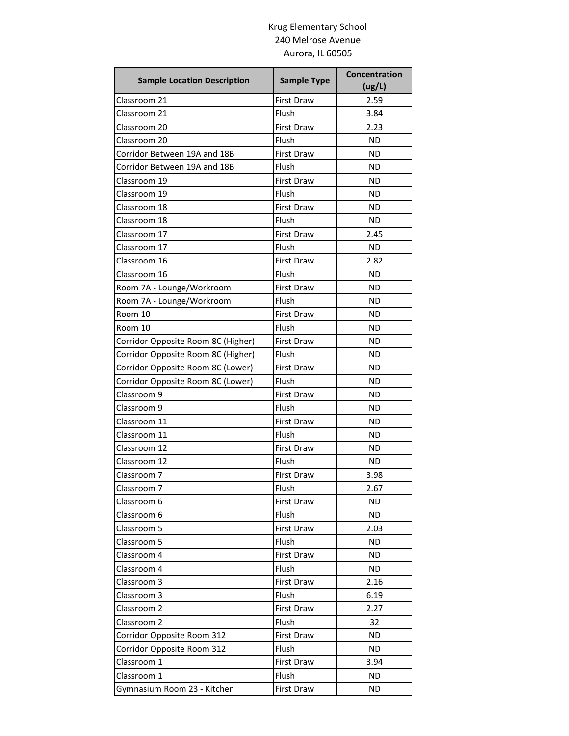Krug Elementary School
240 Melrose Avenue
Aurora, IL 60505

| Sample Location Description | Sample Type | Concentration (ug/L) |
| --- | --- | --- |
| Classroom 21 | First Draw | 2.59 |
| Classroom 21 | Flush | 3.84 |
| Classroom 20 | First Draw | 2.23 |
| Classroom 20 | Flush | ND |
| Corridor Between 19A and 18B | First Draw | ND |
| Corridor Between 19A and 18B | Flush | ND |
| Classroom 19 | First Draw | ND |
| Classroom 19 | Flush | ND |
| Classroom 18 | First Draw | ND |
| Classroom 18 | Flush | ND |
| Classroom 17 | First Draw | 2.45 |
| Classroom 17 | Flush | ND |
| Classroom 16 | First Draw | 2.82 |
| Classroom 16 | Flush | ND |
| Room 7A - Lounge/Workroom | First Draw | ND |
| Room 7A - Lounge/Workroom | Flush | ND |
| Room 10 | First Draw | ND |
| Room 10 | Flush | ND |
| Corridor Opposite Room 8C (Higher) | First Draw | ND |
| Corridor Opposite Room 8C (Higher) | Flush | ND |
| Corridor Opposite Room 8C (Lower) | First Draw | ND |
| Corridor Opposite Room 8C (Lower) | Flush | ND |
| Classroom 9 | First Draw | ND |
| Classroom 9 | Flush | ND |
| Classroom 11 | First Draw | ND |
| Classroom 11 | Flush | ND |
| Classroom 12 | First Draw | ND |
| Classroom 12 | Flush | ND |
| Classroom 7 | First Draw | 3.98 |
| Classroom 7 | Flush | 2.67 |
| Classroom 6 | First Draw | ND |
| Classroom 6 | Flush | ND |
| Classroom 5 | First Draw | 2.03 |
| Classroom 5 | Flush | ND |
| Classroom 4 | First Draw | ND |
| Classroom 4 | Flush | ND |
| Classroom 3 | First Draw | 2.16 |
| Classroom 3 | Flush | 6.19 |
| Classroom 2 | First Draw | 2.27 |
| Classroom 2 | Flush | 32 |
| Corridor Opposite Room 312 | First Draw | ND |
| Corridor Opposite Room 312 | Flush | ND |
| Classroom 1 | First Draw | 3.94 |
| Classroom 1 | Flush | ND |
| Gymnasium Room 23 - Kitchen | First Draw | ND |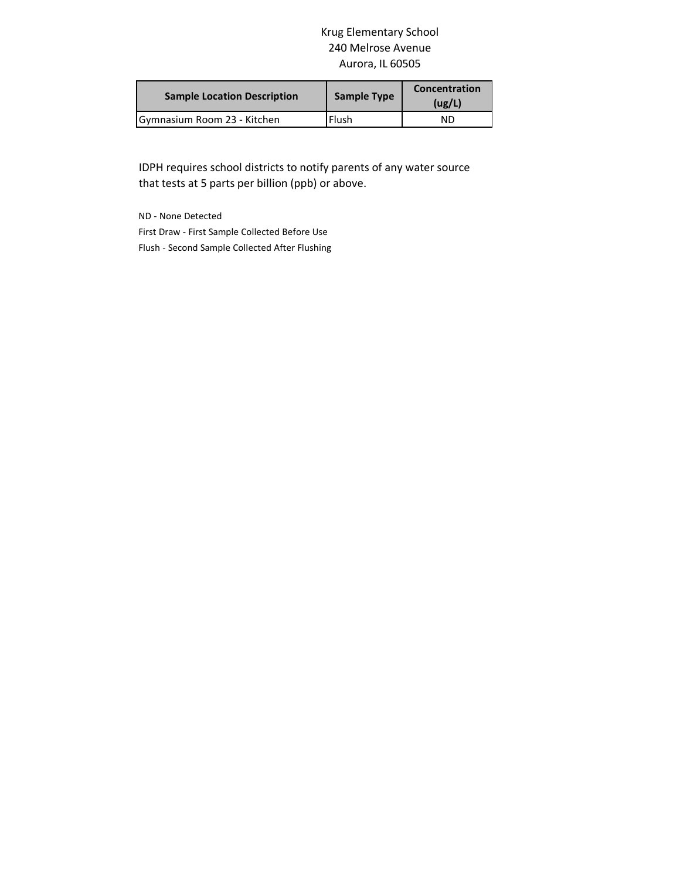Krug Elementary School
240 Melrose Avenue
Aurora, IL 60505

| Sample Location Description | Sample Type | Concentration (ug/L) |
|---|---|---|
| Gymnasium Room 23 - Kitchen | Flush | ND |

IDPH requires school districts to notify parents of any water source that tests at 5 parts per billion (ppb) or above.

ND - None Detected

First Draw - First Sample Collected Before Use

Flush - Second Sample Collected After Flushing